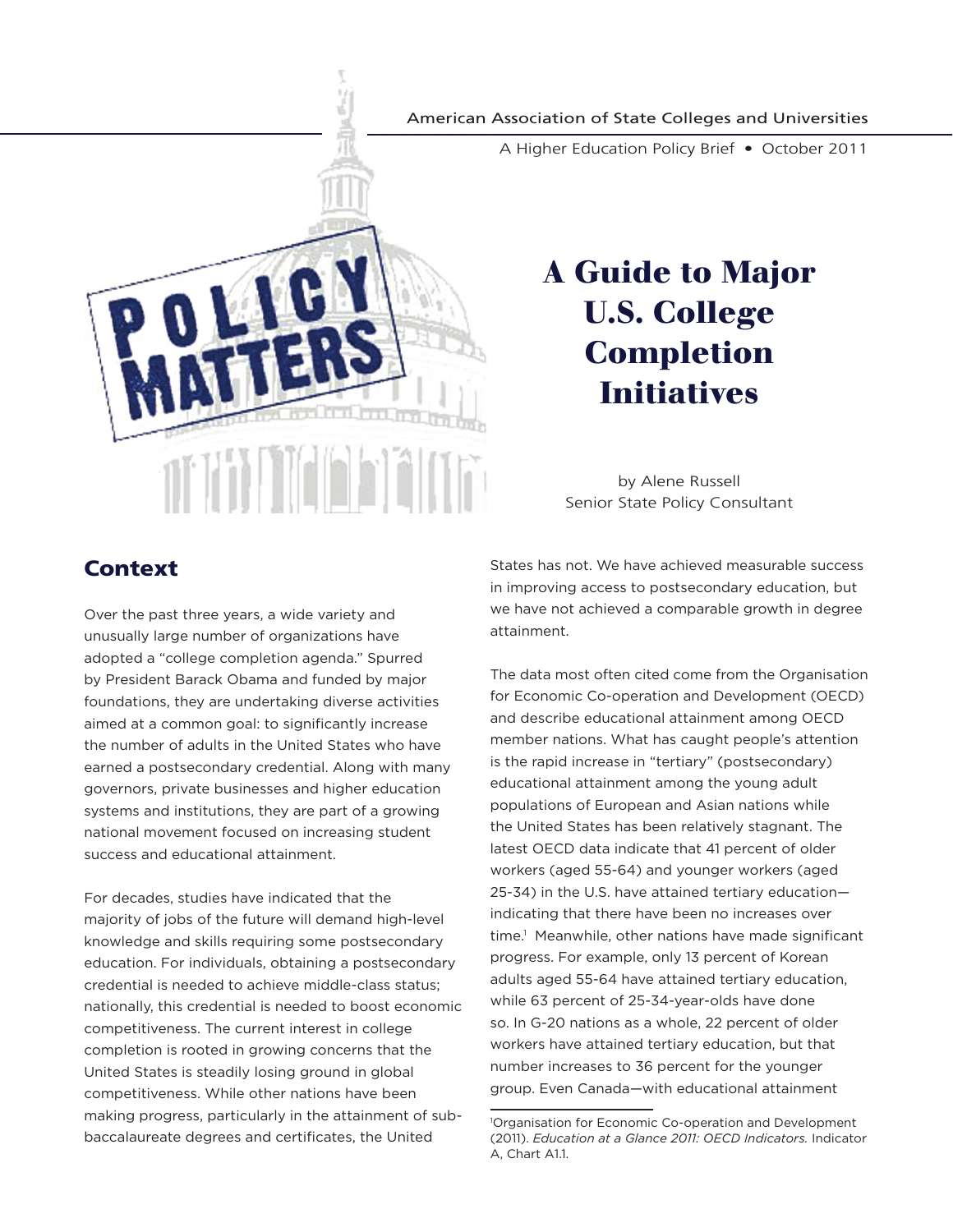American Association of State Colleges and Universities

A Higher Education Policy Brief • October 2011

POLICY MATTERS

# A Guide to Major U.S. College Completion Initiatives

by Alene Russell
Senior State Policy Consultant

## Context

Over the past three years, a wide variety and unusually large number of organizations have adopted a "college completion agenda." Spurred by President Barack Obama and funded by major foundations, they are undertaking diverse activities aimed at a common goal: to significantly increase the number of adults in the United States who have earned a postsecondary credential. Along with many governors, private businesses and higher education systems and institutions, they are part of a growing national movement focused on increasing student success and educational attainment.

For decades, studies have indicated that the majority of jobs of the future will demand high-level knowledge and skills requiring some postsecondary education. For individuals, obtaining a postsecondary credential is needed to achieve middle-class status; nationally, this credential is needed to boost economic competitiveness. The current interest in college completion is rooted in growing concerns that the United States is steadily losing ground in global competitiveness. While other nations have been making progress, particularly in the attainment of sub-baccalaureate degrees and certificates, the United States has not. We have achieved measurable success in improving access to postsecondary education, but we have not achieved a comparable growth in degree attainment.

The data most often cited come from the Organisation for Economic Co-operation and Development (OECD) and describe educational attainment among OECD member nations. What has caught people's attention is the rapid increase in "tertiary" (postsecondary) educational attainment among the young adult populations of European and Asian nations while the United States has been relatively stagnant. The latest OECD data indicate that 41 percent of older workers (aged 55-64) and younger workers (aged 25-34) in the U.S. have attained tertiary education—indicating that there have been no increases over time.[1] Meanwhile, other nations have made significant progress. For example, only 13 percent of Korean adults aged 55-64 have attained tertiary education, while 63 percent of 25-34-year-olds have done so. In G-20 nations as a whole, 22 percent of older workers have attained tertiary education, but that number increases to 36 percent for the younger group. Even Canada—with educational attainment

---

[1] Organisation for Economic Co-operation and Development (2011). *Education at a Glance 2011: OECD Indicators.* Indicator A, Chart A1.1.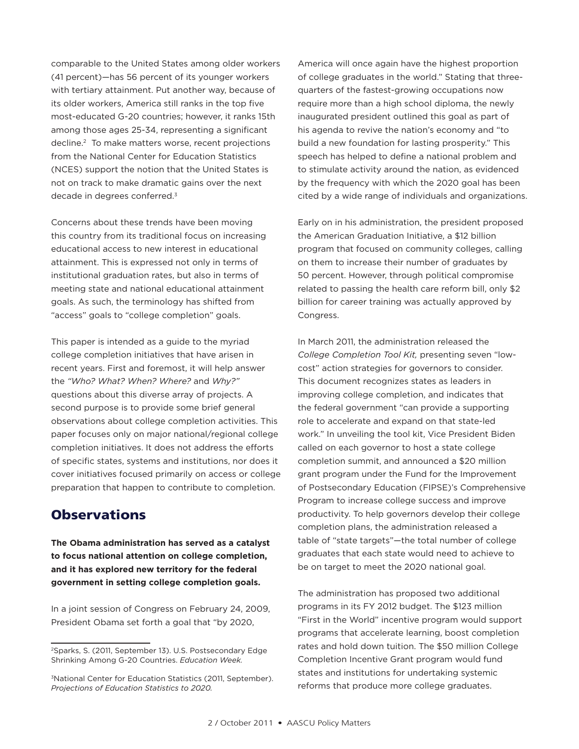comparable to the United States among older workers (41 percent)—has 56 percent of its younger workers with tertiary attainment. Put another way, because of its older workers, America still ranks in the top five most-educated G-20 countries; however, it ranks 15th among those ages 25-34, representing a significant decline.[2] To make matters worse, recent projections from the National Center for Education Statistics (NCES) support the notion that the United States is not on track to make dramatic gains over the next decade in degrees conferred.[3]

Concerns about these trends have been moving this country from its traditional focus on increasing educational access to new interest in educational attainment. This is expressed not only in terms of institutional graduation rates, but also in terms of meeting state and national educational attainment goals. As such, the terminology has shifted from "access" goals to "college completion" goals.

This paper is intended as a guide to the myriad college completion initiatives that have arisen in recent years. First and foremost, it will help answer the *"Who? What? When? Where?* and *Why?"* questions about this diverse array of projects. A second purpose is to provide some brief general observations about college completion activities. This paper focuses only on major national/regional college completion initiatives. It does not address the efforts of specific states, systems and institutions, nor does it cover initiatives focused primarily on access or college preparation that happen to contribute to completion.

## Observations

**The Obama administration has served as a catalyst to focus national attention on college completion, and it has explored new territory for the federal government in setting college completion goals.**

In a joint session of Congress on February 24, 2009, President Obama set forth a goal that "by 2020, America will once again have the highest proportion of college graduates in the world." Stating that three-quarters of the fastest-growing occupations now require more than a high school diploma, the newly inaugurated president outlined this goal as part of his agenda to revive the nation's economy and "to build a new foundation for lasting prosperity." This speech has helped to define a national problem and to stimulate activity around the nation, as evidenced by the frequency with which the 2020 goal has been cited by a wide range of individuals and organizations.

Early on in his administration, the president proposed the American Graduation Initiative, a $12 billion program that focused on community colleges, calling on them to increase their number of graduates by 50 percent. However, through political compromise related to passing the health care reform bill, only $2 billion for career training was actually approved by Congress.

In March 2011, the administration released the *College Completion Tool Kit,* presenting seven "low-cost" action strategies for governors to consider. This document recognizes states as leaders in improving college completion, and indicates that the federal government "can provide a supporting role to accelerate and expand on that state-led work." In unveiling the tool kit, Vice President Biden called on each governor to host a state college completion summit, and announced a $20 million grant program under the Fund for the Improvement of Postsecondary Education (FIPSE)'s Comprehensive Program to increase college success and improve productivity. To help governors develop their college completion plans, the administration released a table of "state targets"—the total number of college graduates that each state would need to achieve to be on target to meet the 2020 national goal.

The administration has proposed two additional programs in its FY 2012 budget. The $123 million "First in the World" incentive program would support programs that accelerate learning, boost completion rates and hold down tuition. The $50 million College Completion Incentive Grant program would fund states and institutions for undertaking systemic reforms that produce more college graduates.

---

[2] Sparks, S. (2011, September 13). U.S. Postsecondary Edge Shrinking Among G-20 Countries. *Education Week.*

[3] National Center for Education Statistics (2011, September). *Projections of Education Statistics to 2020.*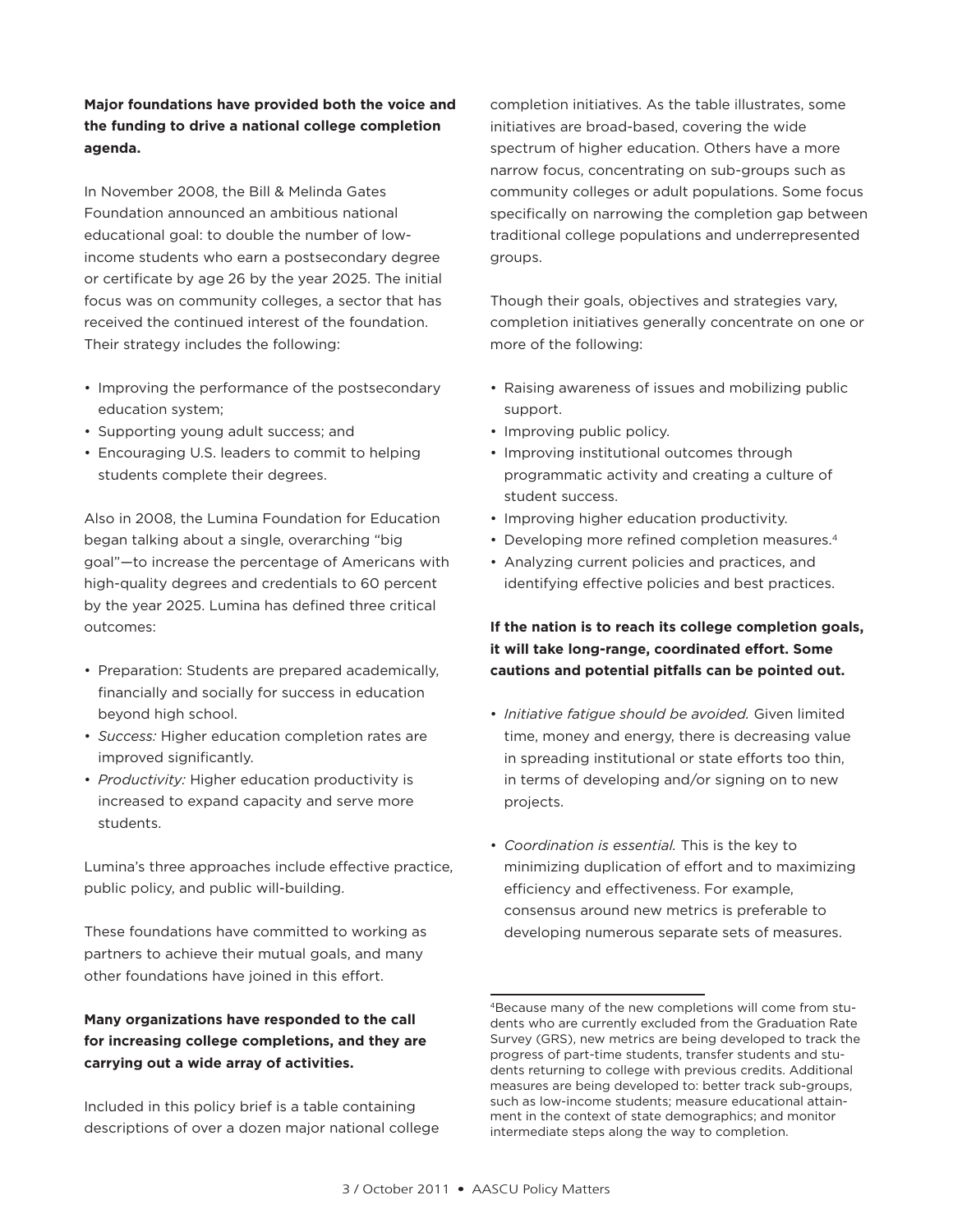**Major foundations have provided both the voice and the funding to drive a national college completion agenda.**

In November 2008, the Bill & Melinda Gates Foundation announced an ambitious national educational goal: to double the number of low-income students who earn a postsecondary degree or certificate by age 26 by the year 2025. The initial focus was on community colleges, a sector that has received the continued interest of the foundation. Their strategy includes the following:

- Improving the performance of the postsecondary education system;
- Supporting young adult success; and
- Encouraging U.S. leaders to commit to helping students complete their degrees.

Also in 2008, the Lumina Foundation for Education began talking about a single, overarching "big goal"—to increase the percentage of Americans with high-quality degrees and credentials to 60 percent by the year 2025. Lumina has defined three critical outcomes:

- Preparation: Students are prepared academically, financially and socially for success in education beyond high school.
- *Success:* Higher education completion rates are improved significantly.
- *Productivity:* Higher education productivity is increased to expand capacity and serve more students.

Lumina's three approaches include effective practice, public policy, and public will-building.

These foundations have committed to working as partners to achieve their mutual goals, and many other foundations have joined in this effort.

**Many organizations have responded to the call for increasing college completions, and they are carrying out a wide array of activities.**

Included in this policy brief is a table containing descriptions of over a dozen major national college completion initiatives. As the table illustrates, some initiatives are broad-based, covering the wide spectrum of higher education. Others have a more narrow focus, concentrating on sub-groups such as community colleges or adult populations. Some focus specifically on narrowing the completion gap between traditional college populations and underrepresented groups.

Though their goals, objectives and strategies vary, completion initiatives generally concentrate on one or more of the following:

- Raising awareness of issues and mobilizing public support.
- Improving public policy.
- Improving institutional outcomes through programmatic activity and creating a culture of student success.
- Improving higher education productivity.
- Developing more refined completion measures.[4]
- Analyzing current policies and practices, and identifying effective policies and best practices.

**If the nation is to reach its college completion goals, it will take long-range, coordinated effort. Some cautions and potential pitfalls can be pointed out.**

- *Initiative fatigue should be avoided.* Given limited time, money and energy, there is decreasing value in spreading institutional or state efforts too thin, in terms of developing and/or signing on to new projects.

- *Coordination is essential.* This is the key to minimizing duplication of effort and to maximizing efficiency and effectiveness. For example, consensus around new metrics is preferable to developing numerous separate sets of measures.

---

[4]Because many of the new completions will come from students who are currently excluded from the Graduation Rate Survey (GRS), new metrics are being developed to track the progress of part-time students, transfer students and students returning to college with previous credits. Additional measures are being developed to: better track sub-groups, such as low-income students; measure educational attainment in the context of state demographics; and monitor intermediate steps along the way to completion.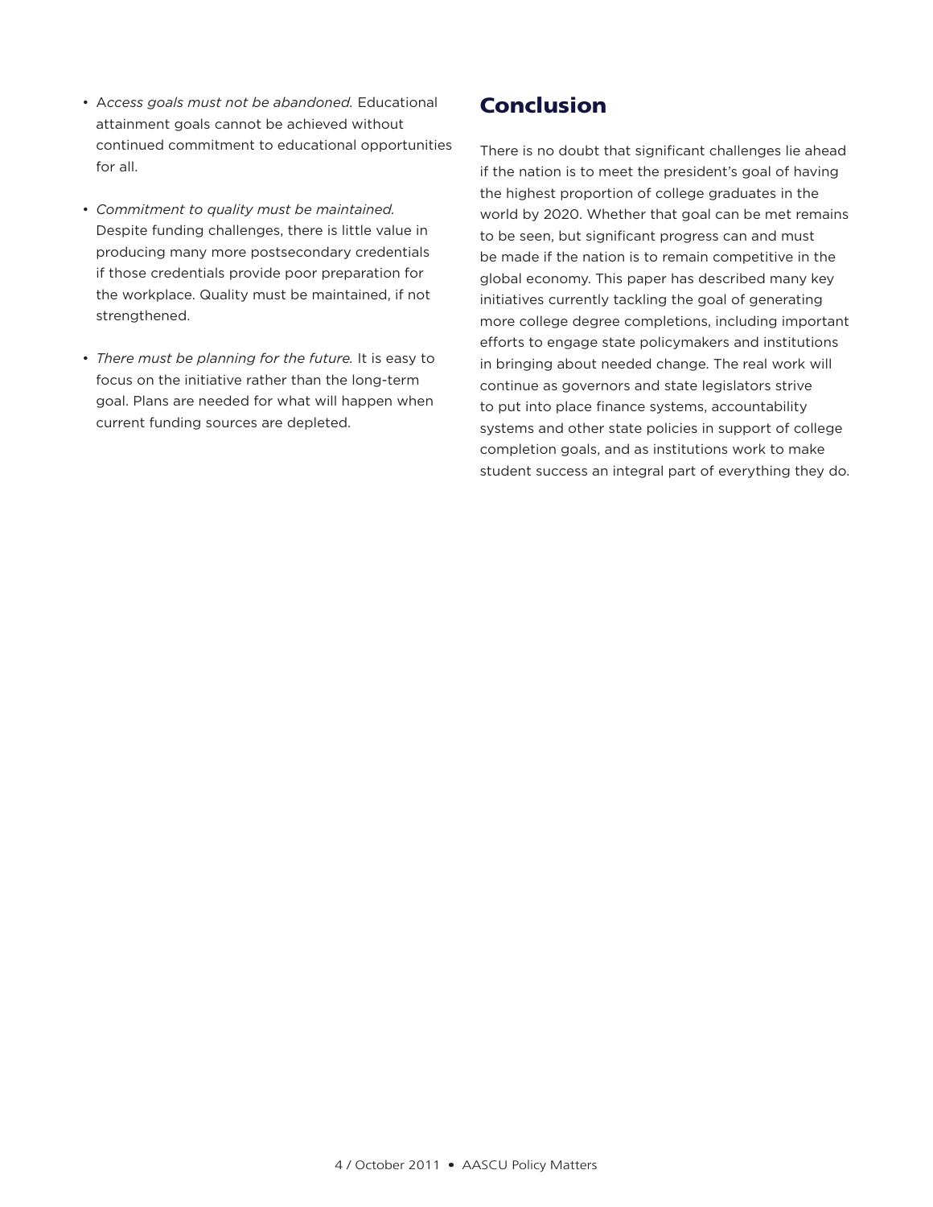- *Access goals must not be abandoned.* Educational attainment goals cannot be achieved without continued commitment to educational opportunities for all.

- *Commitment to quality must be maintained.* Despite funding challenges, there is little value in producing many more postsecondary credentials if those credentials provide poor preparation for the workplace. Quality must be maintained, if not strengthened.

- *There must be planning for the future.* It is easy to focus on the initiative rather than the long-term goal. Plans are needed for what will happen when current funding sources are depleted.

## Conclusion

There is no doubt that significant challenges lie ahead if the nation is to meet the president's goal of having the highest proportion of college graduates in the world by 2020. Whether that goal can be met remains to be seen, but significant progress can and must be made if the nation is to remain competitive in the global economy. This paper has described many key initiatives currently tackling the goal of generating more college degree completions, including important efforts to engage state policymakers and institutions in bringing about needed change. The real work will continue as governors and state legislators strive to put into place finance systems, accountability systems and other state policies in support of college completion goals, and as institutions work to make student success an integral part of everything they do.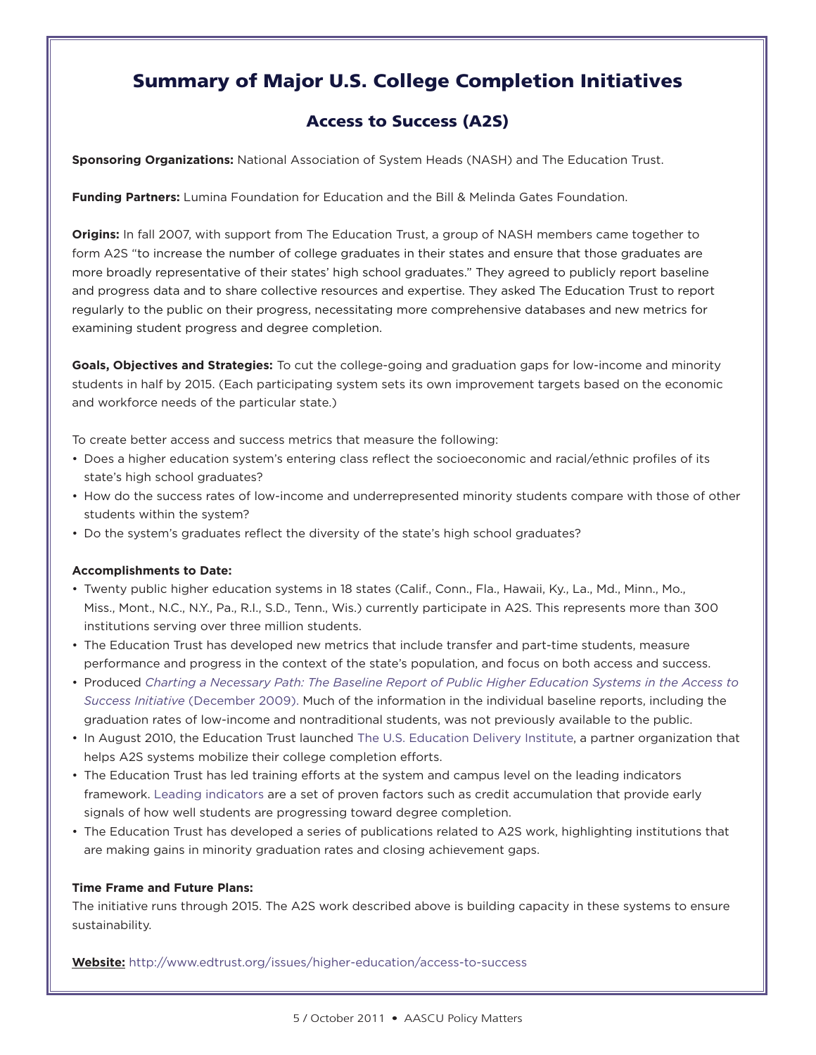# Summary of Major U.S. College Completion Initiatives

## Access to Success (A2S)

**Sponsoring Organizations:** National Association of System Heads (NASH) and The Education Trust.

**Funding Partners:** Lumina Foundation for Education and the Bill & Melinda Gates Foundation.

**Origins:** In fall 2007, with support from The Education Trust, a group of NASH members came together to form A2S "to increase the number of college graduates in their states and ensure that those graduates are more broadly representative of their states' high school graduates." They agreed to publicly report baseline and progress data and to share collective resources and expertise. They asked The Education Trust to report regularly to the public on their progress, necessitating more comprehensive databases and new metrics for examining student progress and degree completion.

**Goals, Objectives and Strategies:** To cut the college-going and graduation gaps for low-income and minority students in half by 2015. (Each participating system sets its own improvement targets based on the economic and workforce needs of the particular state.)

To create better access and success metrics that measure the following:

- Does a higher education system's entering class reflect the socioeconomic and racial/ethnic profiles of its state's high school graduates?
- How do the success rates of low-income and underrepresented minority students compare with those of other students within the system?
- Do the system's graduates reflect the diversity of the state's high school graduates?

**Accomplishments to Date:**

- Twenty public higher education systems in 18 states (Calif., Conn., Fla., Hawaii, Ky., La., Md., Minn., Mo., Miss., Mont., N.C., N.Y., Pa., R.I., S.D., Tenn., Wis.) currently participate in A2S. This represents more than 300 institutions serving over three million students.
- The Education Trust has developed new metrics that include transfer and part-time students, measure performance and progress in the context of the state's population, and focus on both access and success.
- Produced *Charting a Necessary Path: The Baseline Report of Public Higher Education Systems in the Access to Success Initiative* (December 2009). Much of the information in the individual baseline reports, including the graduation rates of low-income and nontraditional students, was not previously available to the public.
- In August 2010, the Education Trust launched The U.S. Education Delivery Institute, a partner organization that helps A2S systems mobilize their college completion efforts.
- The Education Trust has led training efforts at the system and campus level on the leading indicators framework. Leading indicators are a set of proven factors such as credit accumulation that provide early signals of how well students are progressing toward degree completion.
- The Education Trust has developed a series of publications related to A2S work, highlighting institutions that are making gains in minority graduation rates and closing achievement gaps.

**Time Frame and Future Plans:**

The initiative runs through 2015. The A2S work described above is building capacity in these systems to ensure sustainability.

**Website:** http://www.edtrust.org/issues/higher-education/access-to-success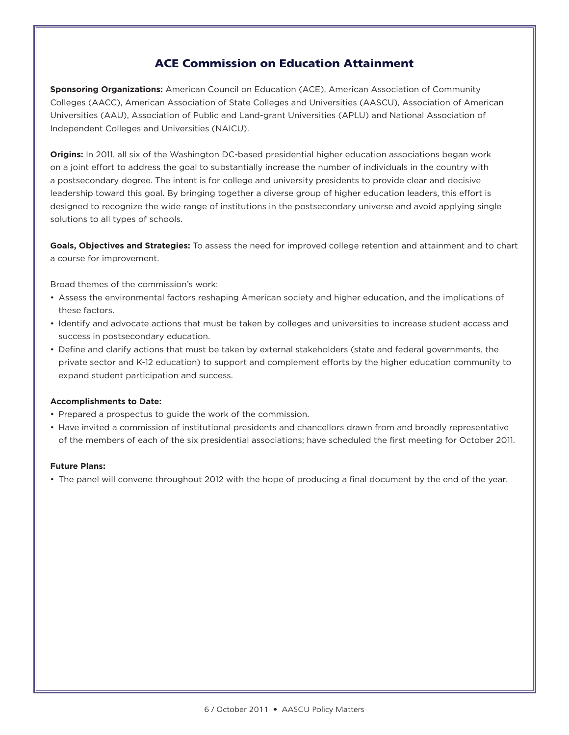## ACE Commission on Education Attainment

**Sponsoring Organizations:** American Council on Education (ACE), American Association of Community Colleges (AACC), American Association of State Colleges and Universities (AASCU), Association of American Universities (AAU), Association of Public and Land-grant Universities (APLU) and National Association of Independent Colleges and Universities (NAICU).

**Origins:** In 2011, all six of the Washington DC-based presidential higher education associations began work on a joint effort to address the goal to substantially increase the number of individuals in the country with a postsecondary degree. The intent is for college and university presidents to provide clear and decisive leadership toward this goal. By bringing together a diverse group of higher education leaders, this effort is designed to recognize the wide range of institutions in the postsecondary universe and avoid applying single solutions to all types of schools.

**Goals, Objectives and Strategies:** To assess the need for improved college retention and attainment and to chart a course for improvement.

Broad themes of the commission's work:

- Assess the environmental factors reshaping American society and higher education, and the implications of these factors.
- Identify and advocate actions that must be taken by colleges and universities to increase student access and success in postsecondary education.
- Define and clarify actions that must be taken by external stakeholders (state and federal governments, the private sector and K-12 education) to support and complement efforts by the higher education community to expand student participation and success.

**Accomplishments to Date:**

- Prepared a prospectus to guide the work of the commission.
- Have invited a commission of institutional presidents and chancellors drawn from and broadly representative of the members of each of the six presidential associations; have scheduled the first meeting for October 2011.

**Future Plans:**

- The panel will convene throughout 2012 with the hope of producing a final document by the end of the year.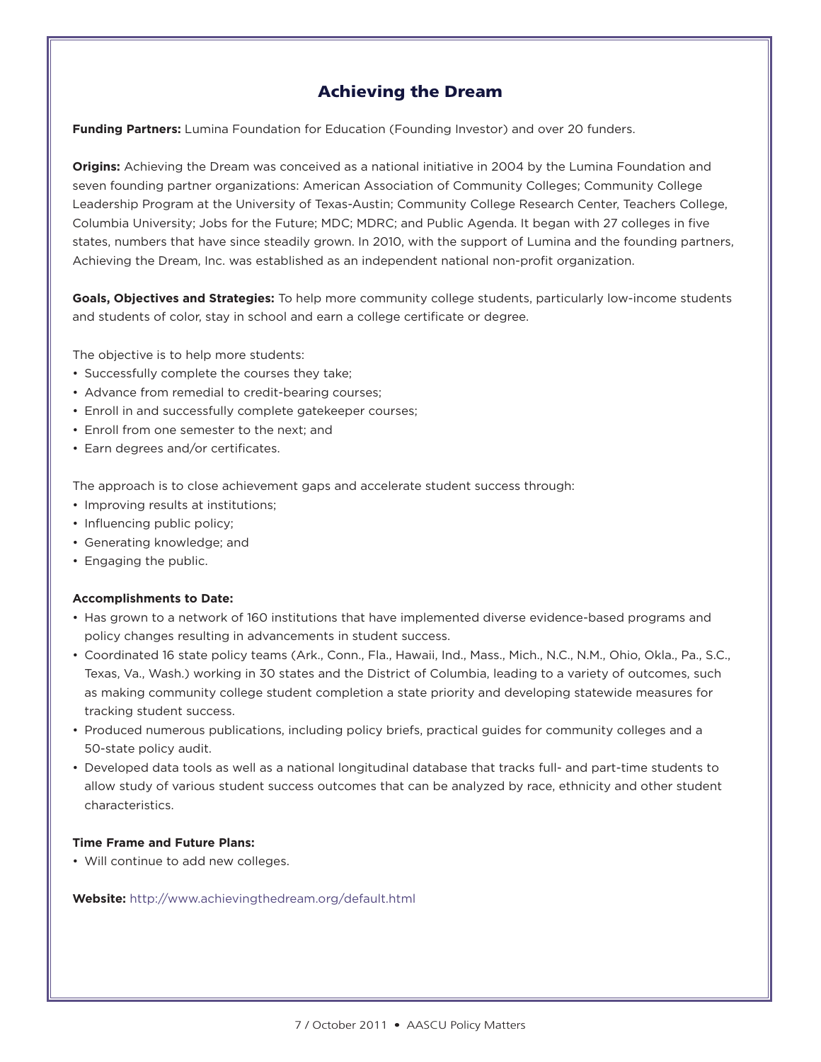## Achieving the Dream

**Funding Partners:** Lumina Foundation for Education (Founding Investor) and over 20 funders.

**Origins:** Achieving the Dream was conceived as a national initiative in 2004 by the Lumina Foundation and seven founding partner organizations: American Association of Community Colleges; Community College Leadership Program at the University of Texas-Austin; Community College Research Center, Teachers College, Columbia University; Jobs for the Future; MDC; MDRC; and Public Agenda. It began with 27 colleges in five states, numbers that have since steadily grown. In 2010, with the support of Lumina and the founding partners, Achieving the Dream, Inc. was established as an independent national non-profit organization.

**Goals, Objectives and Strategies:** To help more community college students, particularly low-income students and students of color, stay in school and earn a college certificate or degree.

The objective is to help more students:

- Successfully complete the courses they take;
- Advance from remedial to credit-bearing courses;
- Enroll in and successfully complete gatekeeper courses;
- Enroll from one semester to the next; and
- Earn degrees and/or certificates.

The approach is to close achievement gaps and accelerate student success through:

- Improving results at institutions;
- Influencing public policy;
- Generating knowledge; and
- Engaging the public.

**Accomplishments to Date:**

- Has grown to a network of 160 institutions that have implemented diverse evidence-based programs and policy changes resulting in advancements in student success.
- Coordinated 16 state policy teams (Ark., Conn., Fla., Hawaii, Ind., Mass., Mich., N.C., N.M., Ohio, Okla., Pa., S.C., Texas, Va., Wash.) working in 30 states and the District of Columbia, leading to a variety of outcomes, such as making community college student completion a state priority and developing statewide measures for tracking student success.
- Produced numerous publications, including policy briefs, practical guides for community colleges and a 50-state policy audit.
- Developed data tools as well as a national longitudinal database that tracks full- and part-time students to allow study of various student success outcomes that can be analyzed by race, ethnicity and other student characteristics.

**Time Frame and Future Plans:**

- Will continue to add new colleges.

**Website:** http://www.achievingthedream.org/default.html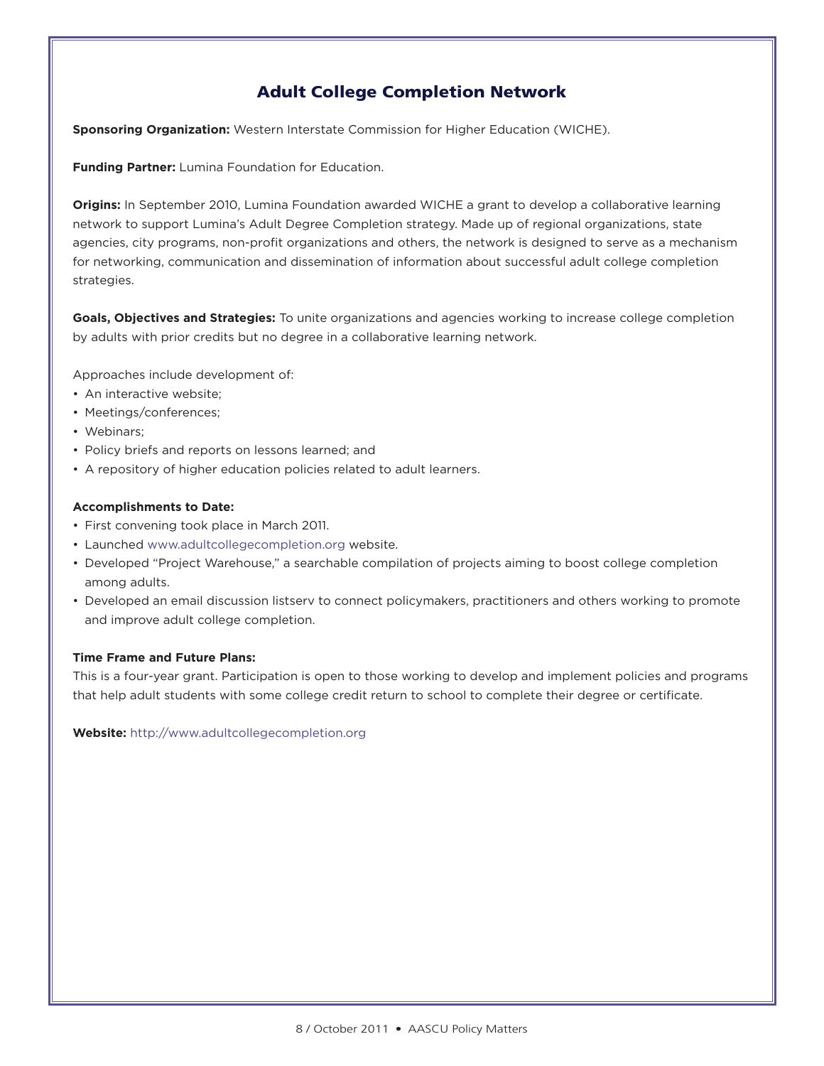## Adult College Completion Network

**Sponsoring Organization:** Western Interstate Commission for Higher Education (WICHE).

**Funding Partner:** Lumina Foundation for Education.

**Origins:** In September 2010, Lumina Foundation awarded WICHE a grant to develop a collaborative learning network to support Lumina's Adult Degree Completion strategy. Made up of regional organizations, state agencies, city programs, non-profit organizations and others, the network is designed to serve as a mechanism for networking, communication and dissemination of information about successful adult college completion strategies.

**Goals, Objectives and Strategies:** To unite organizations and agencies working to increase college completion by adults with prior credits but no degree in a collaborative learning network.

Approaches include development of:

- An interactive website;
- Meetings/conferences;
- Webinars;
- Policy briefs and reports on lessons learned; and
- A repository of higher education policies related to adult learners.

**Accomplishments to Date:**

- First convening took place in March 2011.
- Launched www.adultcollegecompletion.org website.
- Developed "Project Warehouse," a searchable compilation of projects aiming to boost college completion among adults.
- Developed an email discussion listserv to connect policymakers, practitioners and others working to promote and improve adult college completion.

**Time Frame and Future Plans:**

This is a four-year grant. Participation is open to those working to develop and implement policies and programs that help adult students with some college credit return to school to complete their degree or certificate.

**Website:** http://www.adultcollegecompletion.org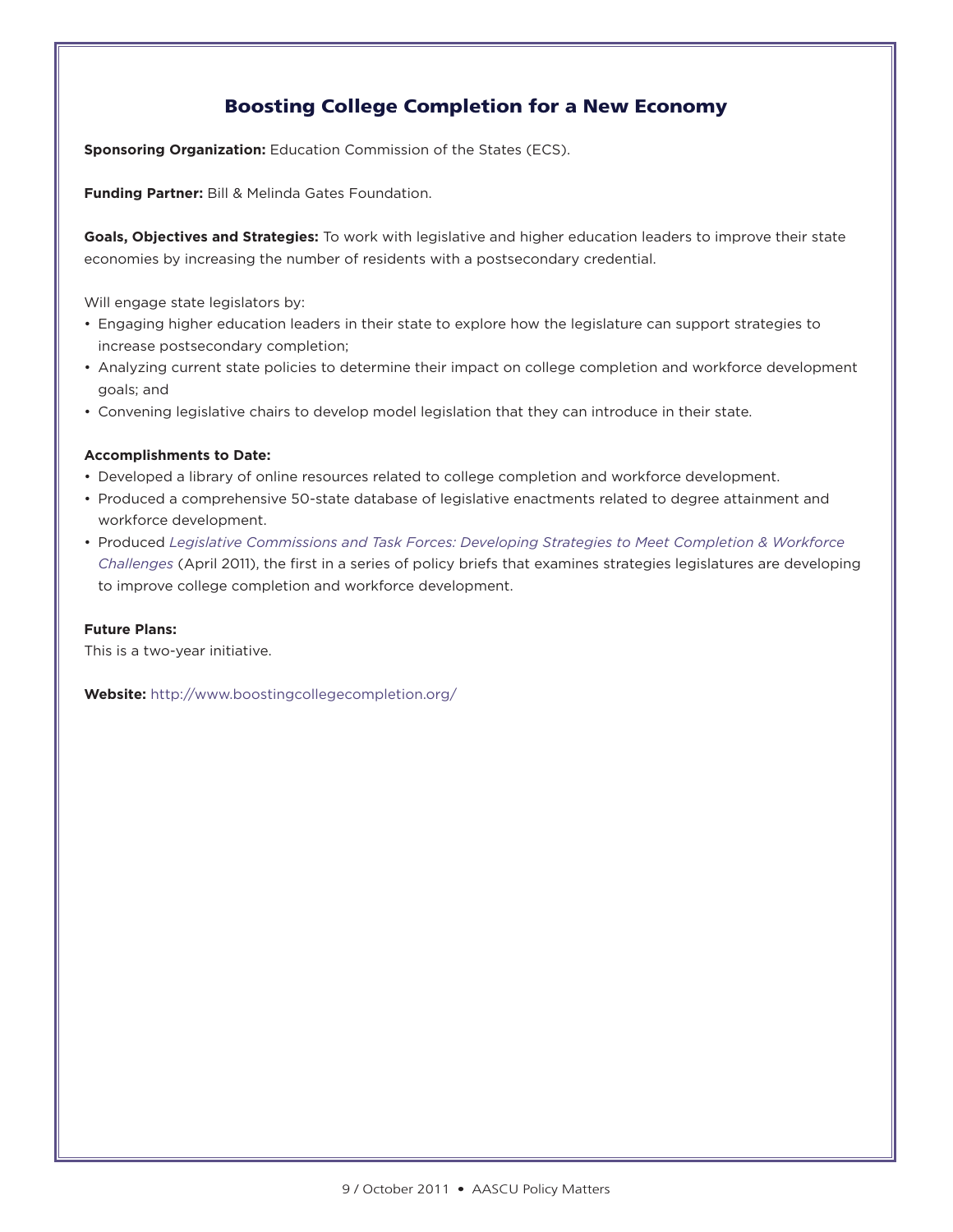## Boosting College Completion for a New Economy

**Sponsoring Organization:** Education Commission of the States (ECS).

**Funding Partner:** Bill & Melinda Gates Foundation.

**Goals, Objectives and Strategies:** To work with legislative and higher education leaders to improve their state economies by increasing the number of residents with a postsecondary credential.

Will engage state legislators by:

- Engaging higher education leaders in their state to explore how the legislature can support strategies to increase postsecondary completion;
- Analyzing current state policies to determine their impact on college completion and workforce development goals; and
- Convening legislative chairs to develop model legislation that they can introduce in their state.

**Accomplishments to Date:**

- Developed a library of online resources related to college completion and workforce development.
- Produced a comprehensive 50-state database of legislative enactments related to degree attainment and workforce development.
- Produced *Legislative Commissions and Task Forces: Developing Strategies to Meet Completion & Workforce Challenges* (April 2011), the first in a series of policy briefs that examines strategies legislatures are developing to improve college completion and workforce development.

**Future Plans:**

This is a two-year initiative.

**Website:** http://www.boostingcollegecompletion.org/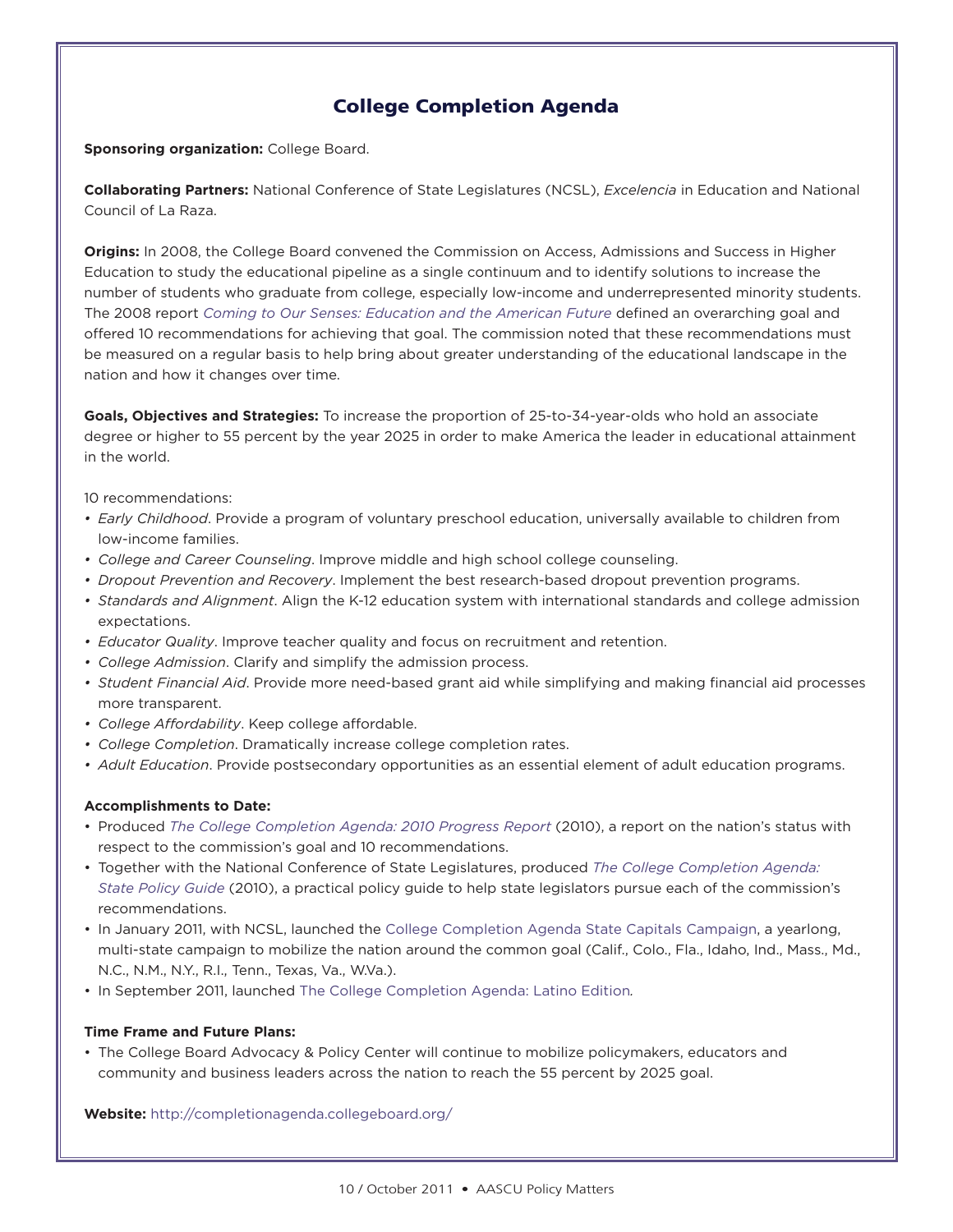## College Completion Agenda

**Sponsoring organization:** College Board.

**Collaborating Partners:** National Conference of State Legislatures (NCSL), *Excelencia* in Education and National Council of La Raza.

**Origins:** In 2008, the College Board convened the Commission on Access, Admissions and Success in Higher Education to study the educational pipeline as a single continuum and to identify solutions to increase the number of students who graduate from college, especially low-income and underrepresented minority students. The 2008 report *Coming to Our Senses: Education and the American Future* defined an overarching goal and offered 10 recommendations for achieving that goal. The commission noted that these recommendations must be measured on a regular basis to help bring about greater understanding of the educational landscape in the nation and how it changes over time.

**Goals, Objectives and Strategies:** To increase the proportion of 25-to-34-year-olds who hold an associate degree or higher to 55 percent by the year 2025 in order to make America the leader in educational attainment in the world.

10 recommendations:

- *Early Childhood*. Provide a program of voluntary preschool education, universally available to children from low-income families.
- *College and Career Counseling*. Improve middle and high school college counseling.
- *Dropout Prevention and Recovery*. Implement the best research-based dropout prevention programs.
- *Standards and Alignment*. Align the K-12 education system with international standards and college admission expectations.
- *Educator Quality*. Improve teacher quality and focus on recruitment and retention.
- *College Admission*. Clarify and simplify the admission process.
- *Student Financial Aid*. Provide more need-based grant aid while simplifying and making financial aid processes more transparent.
- *College Affordability*. Keep college affordable.
- *College Completion*. Dramatically increase college completion rates.
- *Adult Education*. Provide postsecondary opportunities as an essential element of adult education programs.

**Accomplishments to Date:**

- Produced *The College Completion Agenda: 2010 Progress Report* (2010), a report on the nation's status with respect to the commission's goal and 10 recommendations.
- Together with the National Conference of State Legislatures, produced *The College Completion Agenda: State Policy Guide* (2010), a practical policy guide to help state legislators pursue each of the commission's recommendations.
- In January 2011, with NCSL, launched the College Completion Agenda State Capitals Campaign, a yearlong, multi-state campaign to mobilize the nation around the common goal (Calif., Colo., Fla., Idaho, Ind., Mass., Md., N.C., N.M., N.Y., R.I., Tenn., Texas, Va., W.Va.).
- In September 2011, launched The College Completion Agenda: Latino Edition.

**Time Frame and Future Plans:**

- The College Board Advocacy & Policy Center will continue to mobilize policymakers, educators and community and business leaders across the nation to reach the 55 percent by 2025 goal.

**Website:** http://completionagenda.collegeboard.org/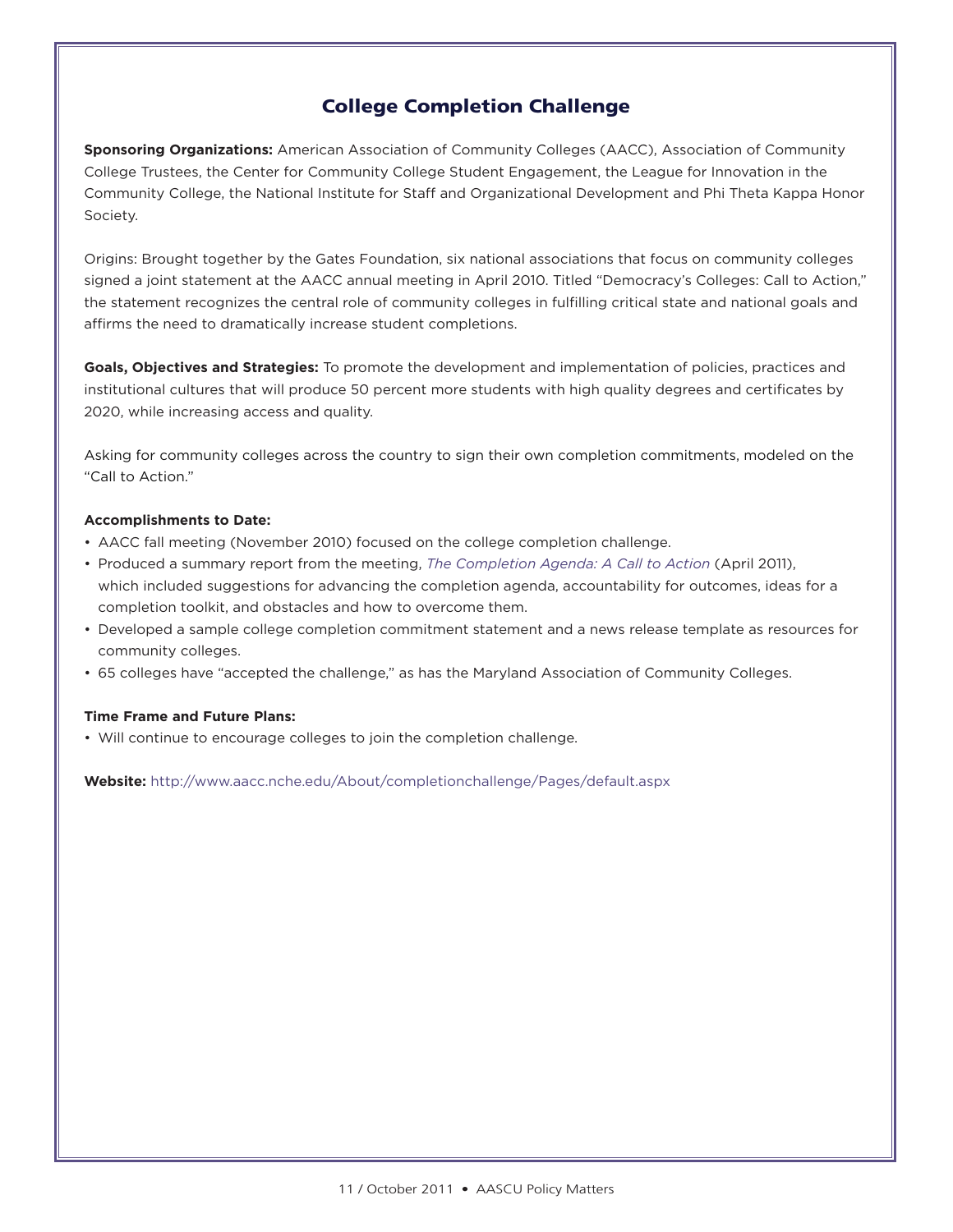## College Completion Challenge

**Sponsoring Organizations:** American Association of Community Colleges (AACC), Association of Community College Trustees, the Center for Community College Student Engagement, the League for Innovation in the Community College, the National Institute for Staff and Organizational Development and Phi Theta Kappa Honor Society.

Origins: Brought together by the Gates Foundation, six national associations that focus on community colleges signed a joint statement at the AACC annual meeting in April 2010. Titled "Democracy's Colleges: Call to Action," the statement recognizes the central role of community colleges in fulfilling critical state and national goals and affirms the need to dramatically increase student completions.

**Goals, Objectives and Strategies:** To promote the development and implementation of policies, practices and institutional cultures that will produce 50 percent more students with high quality degrees and certificates by 2020, while increasing access and quality.

Asking for community colleges across the country to sign their own completion commitments, modeled on the "Call to Action."

**Accomplishments to Date:**

- AACC fall meeting (November 2010) focused on the college completion challenge.
- Produced a summary report from the meeting, *The Completion Agenda: A Call to Action* (April 2011), which included suggestions for advancing the completion agenda, accountability for outcomes, ideas for a completion toolkit, and obstacles and how to overcome them.
- Developed a sample college completion commitment statement and a news release template as resources for community colleges.
- 65 colleges have "accepted the challenge," as has the Maryland Association of Community Colleges.

**Time Frame and Future Plans:**

- Will continue to encourage colleges to join the completion challenge.

**Website:** http://www.aacc.nche.edu/About/completionchallenge/Pages/default.aspx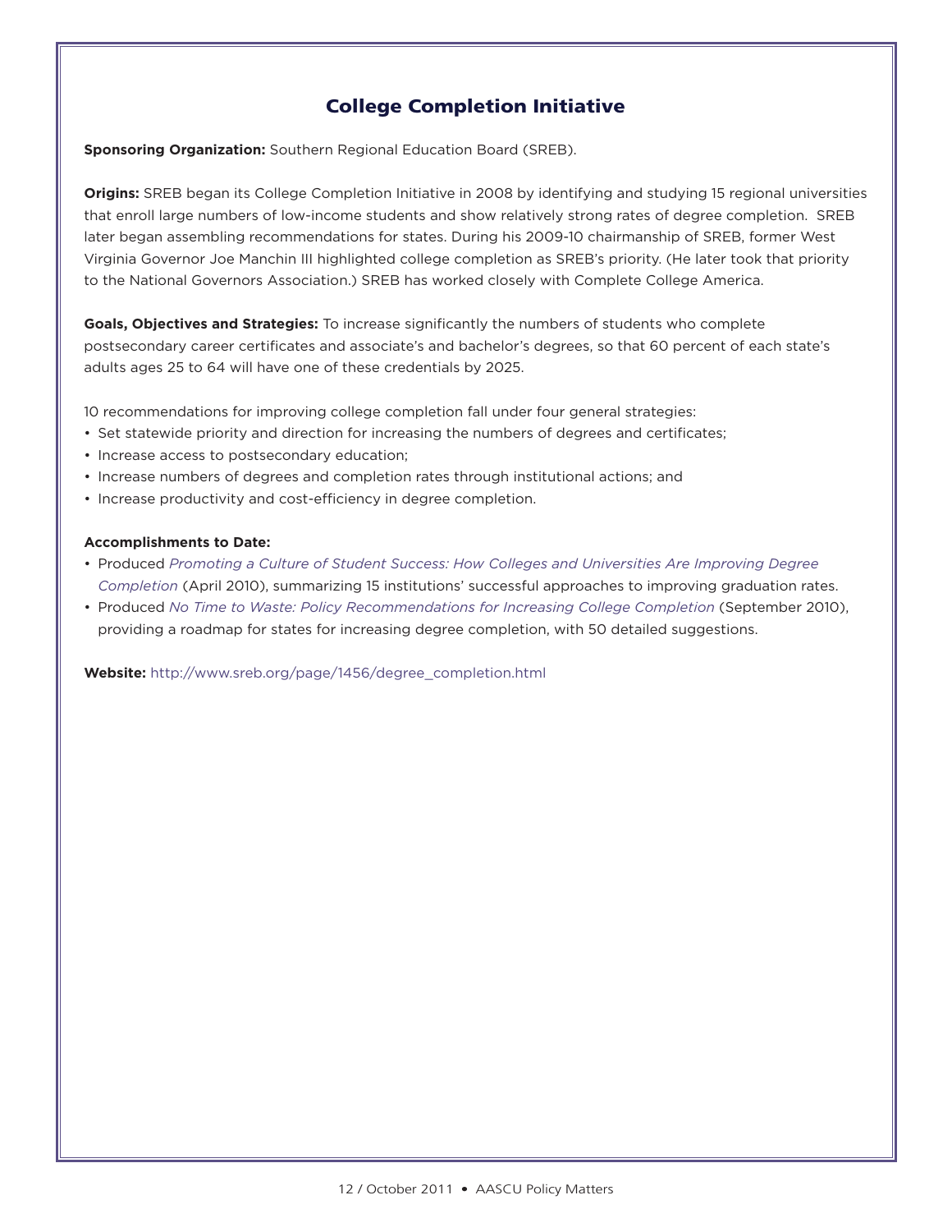## College Completion Initiative

**Sponsoring Organization:** Southern Regional Education Board (SREB).

**Origins:** SREB began its College Completion Initiative in 2008 by identifying and studying 15 regional universities that enroll large numbers of low-income students and show relatively strong rates of degree completion. SREB later began assembling recommendations for states. During his 2009-10 chairmanship of SREB, former West Virginia Governor Joe Manchin III highlighted college completion as SREB's priority. (He later took that priority to the National Governors Association.) SREB has worked closely with Complete College America.

**Goals, Objectives and Strategies:** To increase significantly the numbers of students who complete postsecondary career certificates and associate's and bachelor's degrees, so that 60 percent of each state's adults ages 25 to 64 will have one of these credentials by 2025.

10 recommendations for improving college completion fall under four general strategies:

- Set statewide priority and direction for increasing the numbers of degrees and certificates;
- Increase access to postsecondary education;
- Increase numbers of degrees and completion rates through institutional actions; and
- Increase productivity and cost-efficiency in degree completion.

**Accomplishments to Date:**

- Produced *Promoting a Culture of Student Success: How Colleges and Universities Are Improving Degree Completion* (April 2010), summarizing 15 institutions' successful approaches to improving graduation rates.
- Produced *No Time to Waste: Policy Recommendations for Increasing College Completion* (September 2010), providing a roadmap for states for increasing degree completion, with 50 detailed suggestions.

**Website:** http://www.sreb.org/page/1456/degree_completion.html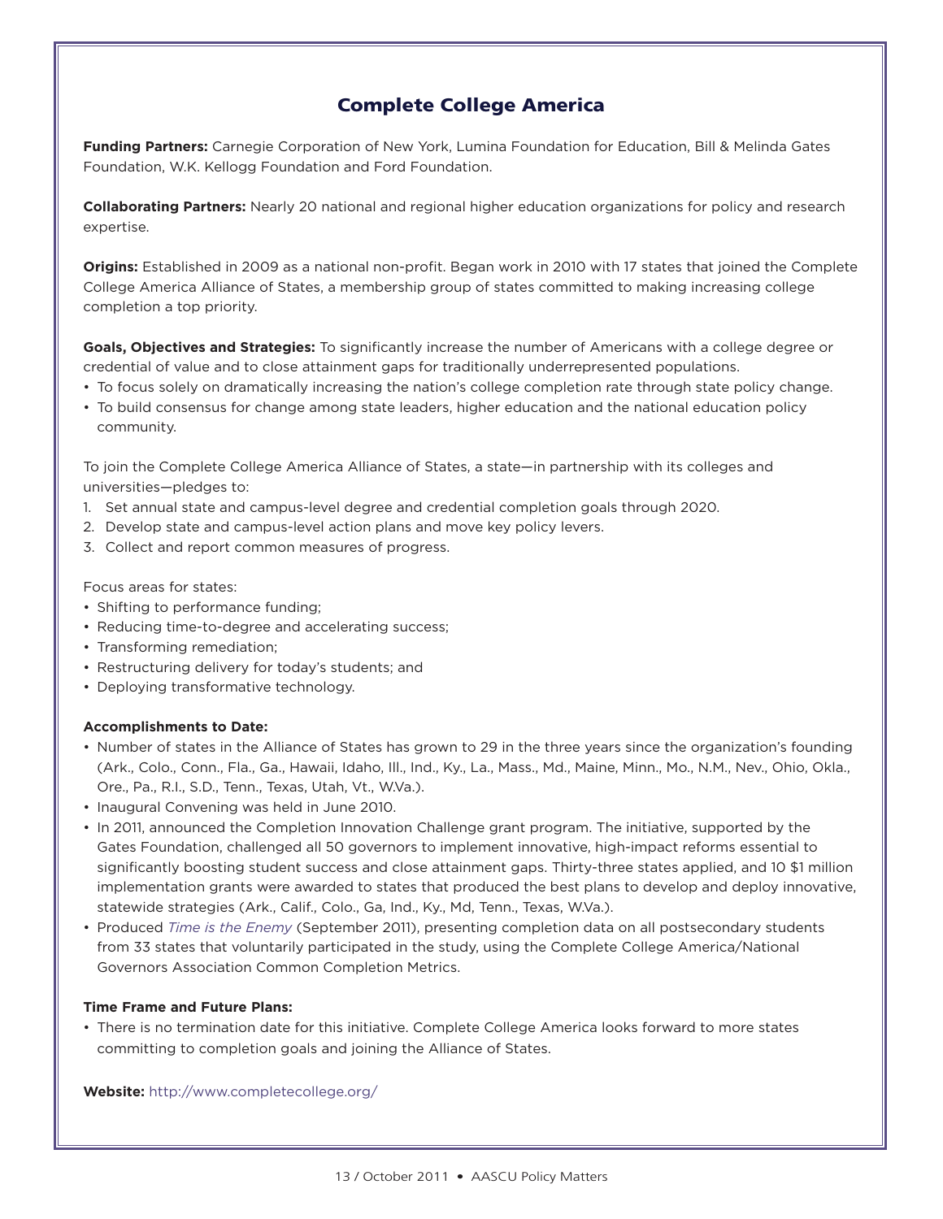## Complete College America

**Funding Partners:** Carnegie Corporation of New York, Lumina Foundation for Education, Bill & Melinda Gates Foundation, W.K. Kellogg Foundation and Ford Foundation.

**Collaborating Partners:** Nearly 20 national and regional higher education organizations for policy and research expertise.

**Origins:** Established in 2009 as a national non-profit. Began work in 2010 with 17 states that joined the Complete College America Alliance of States, a membership group of states committed to making increasing college completion a top priority.

**Goals, Objectives and Strategies:** To significantly increase the number of Americans with a college degree or credential of value and to close attainment gaps for traditionally underrepresented populations.

- To focus solely on dramatically increasing the nation's college completion rate through state policy change.
- To build consensus for change among state leaders, higher education and the national education policy community.

To join the Complete College America Alliance of States, a state—in partnership with its colleges and universities—pledges to:

1. Set annual state and campus-level degree and credential completion goals through 2020.
2. Develop state and campus-level action plans and move key policy levers.
3. Collect and report common measures of progress.

Focus areas for states:

- Shifting to performance funding;
- Reducing time-to-degree and accelerating success;
- Transforming remediation;
- Restructuring delivery for today's students; and
- Deploying transformative technology.

**Accomplishments to Date:**

- Number of states in the Alliance of States has grown to 29 in the three years since the organization's founding (Ark., Colo., Conn., Fla., Ga., Hawaii, Idaho, Ill., Ind., Ky., La., Mass., Md., Maine, Minn., Mo., N.M., Nev., Ohio, Okla., Ore., Pa., R.I., S.D., Tenn., Texas, Utah, Vt., W.Va.).
- Inaugural Convening was held in June 2010.
- In 2011, announced the Completion Innovation Challenge grant program. The initiative, supported by the Gates Foundation, challenged all 50 governors to implement innovative, high-impact reforms essential to significantly boosting student success and close attainment gaps. Thirty-three states applied, and 10 $1 million implementation grants were awarded to states that produced the best plans to develop and deploy innovative, statewide strategies (Ark., Calif., Colo., Ga, Ind., Ky., Md, Tenn., Texas, W.Va.).
- Produced *Time is the Enemy* (September 2011), presenting completion data on all postsecondary students from 33 states that voluntarily participated in the study, using the Complete College America/National Governors Association Common Completion Metrics.

**Time Frame and Future Plans:**

- There is no termination date for this initiative. Complete College America looks forward to more states committing to completion goals and joining the Alliance of States.

**Website:** http://www.completecollege.org/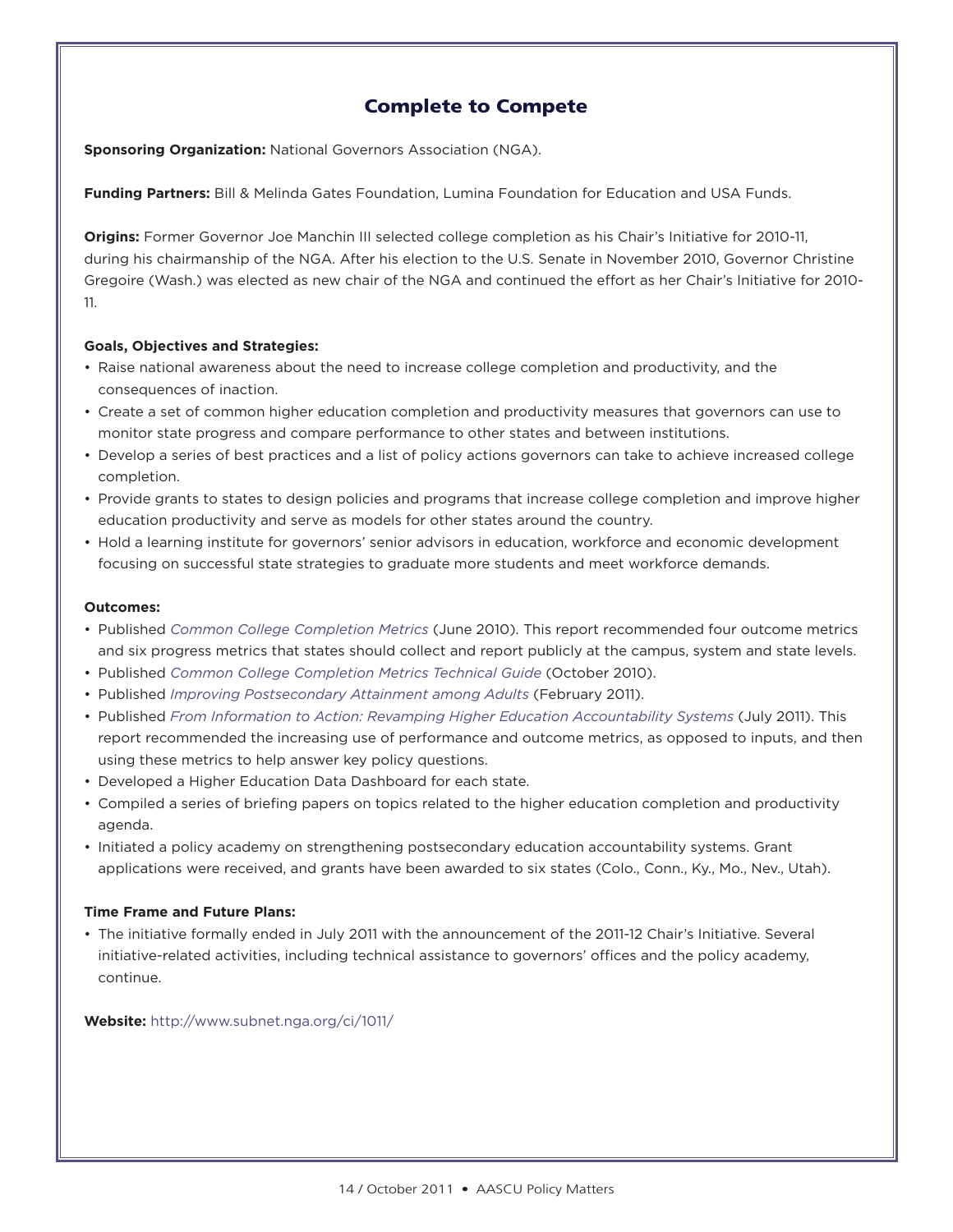## Complete to Compete

**Sponsoring Organization:** National Governors Association (NGA).

**Funding Partners:** Bill & Melinda Gates Foundation, Lumina Foundation for Education and USA Funds.

**Origins:** Former Governor Joe Manchin III selected college completion as his Chair's Initiative for 2010-11, during his chairmanship of the NGA. After his election to the U.S. Senate in November 2010, Governor Christine Gregoire (Wash.) was elected as new chair of the NGA and continued the effort as her Chair's Initiative for 2010-11.

**Goals, Objectives and Strategies:**

- Raise national awareness about the need to increase college completion and productivity, and the consequences of inaction.
- Create a set of common higher education completion and productivity measures that governors can use to monitor state progress and compare performance to other states and between institutions.
- Develop a series of best practices and a list of policy actions governors can take to achieve increased college completion.
- Provide grants to states to design policies and programs that increase college completion and improve higher education productivity and serve as models for other states around the country.
- Hold a learning institute for governors' senior advisors in education, workforce and economic development focusing on successful state strategies to graduate more students and meet workforce demands.

**Outcomes:**

- Published *Common College Completion Metrics* (June 2010). This report recommended four outcome metrics and six progress metrics that states should collect and report publicly at the campus, system and state levels.
- Published *Common College Completion Metrics Technical Guide* (October 2010).
- Published *Improving Postsecondary Attainment among Adults* (February 2011).
- Published *From Information to Action: Revamping Higher Education Accountability Systems* (July 2011). This report recommended the increasing use of performance and outcome metrics, as opposed to inputs, and then using these metrics to help answer key policy questions.
- Developed a Higher Education Data Dashboard for each state.
- Compiled a series of briefing papers on topics related to the higher education completion and productivity agenda.
- Initiated a policy academy on strengthening postsecondary education accountability systems. Grant applications were received, and grants have been awarded to six states (Colo., Conn., Ky., Mo., Nev., Utah).

**Time Frame and Future Plans:**

- The initiative formally ended in July 2011 with the announcement of the 2011-12 Chair's Initiative. Several initiative-related activities, including technical assistance to governors' offices and the policy academy, continue.

**Website:** http://www.subnet.nga.org/ci/1011/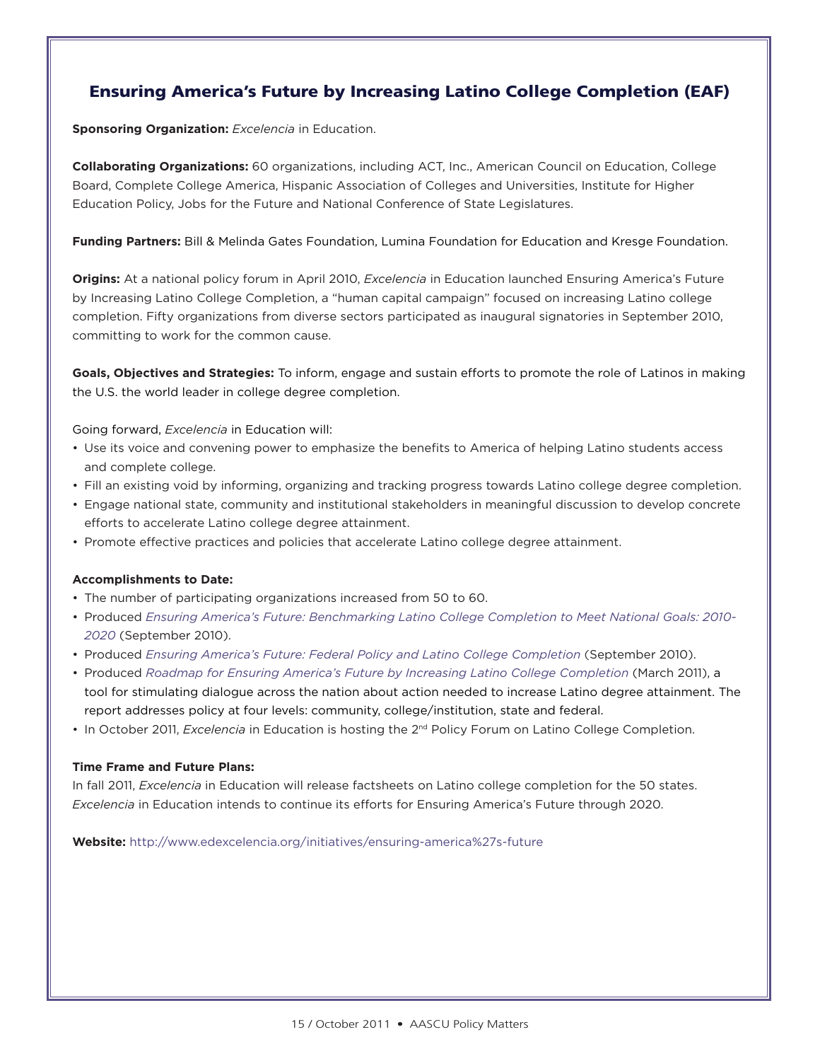## Ensuring America's Future by Increasing Latino College Completion (EAF)

**Sponsoring Organization:** *Excelencia* in Education.

**Collaborating Organizations:** 60 organizations, including ACT, Inc., American Council on Education, College Board, Complete College America, Hispanic Association of Colleges and Universities, Institute for Higher Education Policy, Jobs for the Future and National Conference of State Legislatures.

**Funding Partners:** Bill & Melinda Gates Foundation, Lumina Foundation for Education and Kresge Foundation.

**Origins:** At a national policy forum in April 2010, *Excelencia* in Education launched Ensuring America's Future by Increasing Latino College Completion, a "human capital campaign" focused on increasing Latino college completion. Fifty organizations from diverse sectors participated as inaugural signatories in September 2010, committing to work for the common cause.

**Goals, Objectives and Strategies:** To inform, engage and sustain efforts to promote the role of Latinos in making the U.S. the world leader in college degree completion.

Going forward, *Excelencia* in Education will:

- Use its voice and convening power to emphasize the benefits to America of helping Latino students access and complete college.
- Fill an existing void by informing, organizing and tracking progress towards Latino college degree completion.
- Engage national state, community and institutional stakeholders in meaningful discussion to develop concrete efforts to accelerate Latino college degree attainment.
- Promote effective practices and policies that accelerate Latino college degree attainment.

**Accomplishments to Date:**

- The number of participating organizations increased from 50 to 60.
- Produced *Ensuring America's Future: Benchmarking Latino College Completion to Meet National Goals: 2010-2020* (September 2010).
- Produced *Ensuring America's Future: Federal Policy and Latino College Completion* (September 2010).
- Produced *Roadmap for Ensuring America's Future by Increasing Latino College Completion* (March 2011), a tool for stimulating dialogue across the nation about action needed to increase Latino degree attainment. The report addresses policy at four levels: community, college/institution, state and federal.
- In October 2011, *Excelencia* in Education is hosting the 2nd Policy Forum on Latino College Completion.

**Time Frame and Future Plans:**

In fall 2011, *Excelencia* in Education will release factsheets on Latino college completion for the 50 states. *Excelencia* in Education intends to continue its efforts for Ensuring America's Future through 2020.

**Website:** http://www.edexcelencia.org/initiatives/ensuring-america%27s-future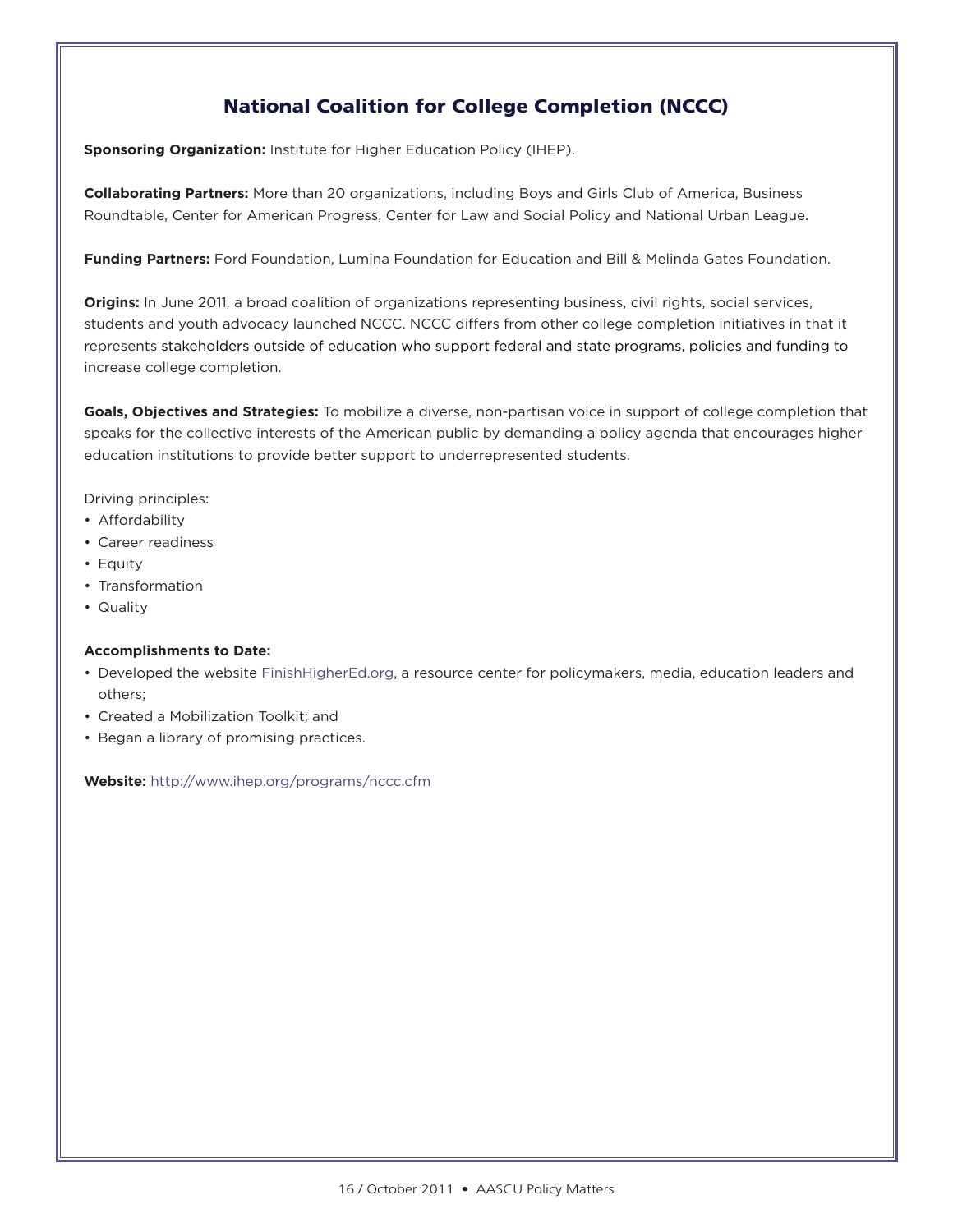## National Coalition for College Completion (NCCC)

**Sponsoring Organization:** Institute for Higher Education Policy (IHEP).

**Collaborating Partners:** More than 20 organizations, including Boys and Girls Club of America, Business Roundtable, Center for American Progress, Center for Law and Social Policy and National Urban League.

**Funding Partners:** Ford Foundation, Lumina Foundation for Education and Bill & Melinda Gates Foundation.

**Origins:** In June 2011, a broad coalition of organizations representing business, civil rights, social services, students and youth advocacy launched NCCC. NCCC differs from other college completion initiatives in that it represents stakeholders outside of education who support federal and state programs, policies and funding to increase college completion.

**Goals, Objectives and Strategies:** To mobilize a diverse, non-partisan voice in support of college completion that speaks for the collective interests of the American public by demanding a policy agenda that encourages higher education institutions to provide better support to underrepresented students.

Driving principles:

- Affordability
- Career readiness
- Equity
- Transformation
- Quality

**Accomplishments to Date:**

- Developed the website FinishHigherEd.org, a resource center for policymakers, media, education leaders and others;
- Created a Mobilization Toolkit; and
- Began a library of promising practices.

**Website:** http://www.ihep.org/programs/nccc.cfm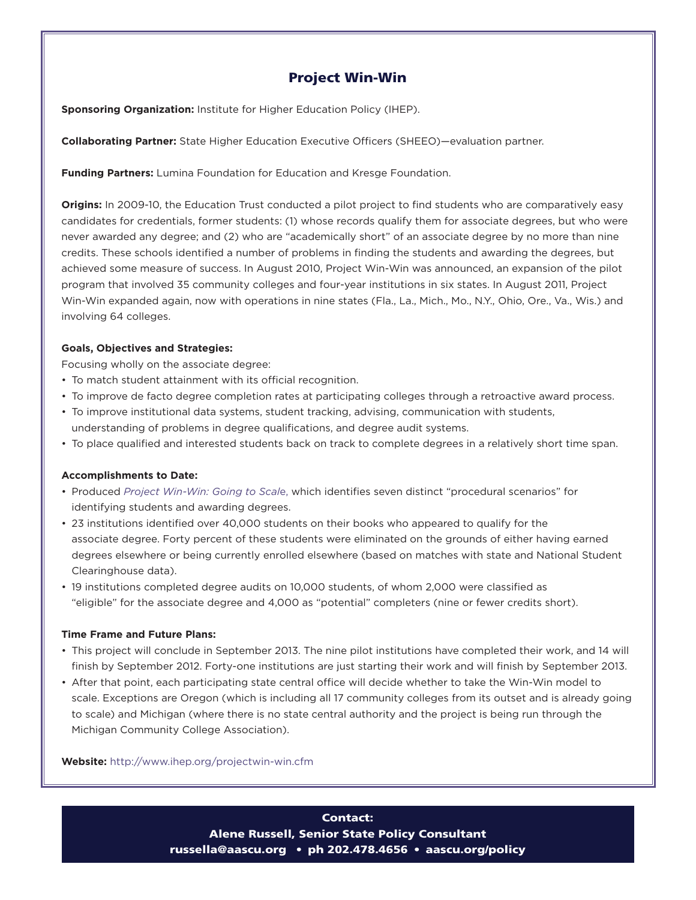## Project Win-Win

**Sponsoring Organization:** Institute for Higher Education Policy (IHEP).

**Collaborating Partner:** State Higher Education Executive Officers (SHEEO)—evaluation partner.

**Funding Partners:** Lumina Foundation for Education and Kresge Foundation.

**Origins:** In 2009-10, the Education Trust conducted a pilot project to find students who are comparatively easy candidates for credentials, former students: (1) whose records qualify them for associate degrees, but who were never awarded any degree; and (2) who are "academically short" of an associate degree by no more than nine credits. These schools identified a number of problems in finding the students and awarding the degrees, but achieved some measure of success. In August 2010, Project Win-Win was announced, an expansion of the pilot program that involved 35 community colleges and four-year institutions in six states. In August 2011, Project Win-Win expanded again, now with operations in nine states (Fla., La., Mich., Mo., N.Y., Ohio, Ore., Va., Wis.) and involving 64 colleges.

**Goals, Objectives and Strategies:**

Focusing wholly on the associate degree:

- To match student attainment with its official recognition.
- To improve de facto degree completion rates at participating colleges through a retroactive award process.
- To improve institutional data systems, student tracking, advising, communication with students, understanding of problems in degree qualifications, and degree audit systems.
- To place qualified and interested students back on track to complete degrees in a relatively short time span.

**Accomplishments to Date:**

- Produced *Project Win-Win: Going to Scale*, which identifies seven distinct "procedural scenarios" for identifying students and awarding degrees.
- 23 institutions identified over 40,000 students on their books who appeared to qualify for the associate degree. Forty percent of these students were eliminated on the grounds of either having earned degrees elsewhere or being currently enrolled elsewhere (based on matches with state and National Student Clearinghouse data).
- 19 institutions completed degree audits on 10,000 students, of whom 2,000 were classified as "eligible" for the associate degree and 4,000 as "potential" completers (nine or fewer credits short).

**Time Frame and Future Plans:**

- This project will conclude in September 2013. The nine pilot institutions have completed their work, and 14 will finish by September 2012. Forty-one institutions are just starting their work and will finish by September 2013.
- After that point, each participating state central office will decide whether to take the Win-Win model to scale. Exceptions are Oregon (which is including all 17 community colleges from its outset and is already going to scale) and Michigan (where there is no state central authority and the project is being run through the Michigan Community College Association).

**Website:** http://www.ihep.org/projectwin-win.cfm

**Contact:**
**Alene Russell, Senior State Policy Consultant**
**russella@aascu.org • ph 202.478.4656 • aascu.org/policy**